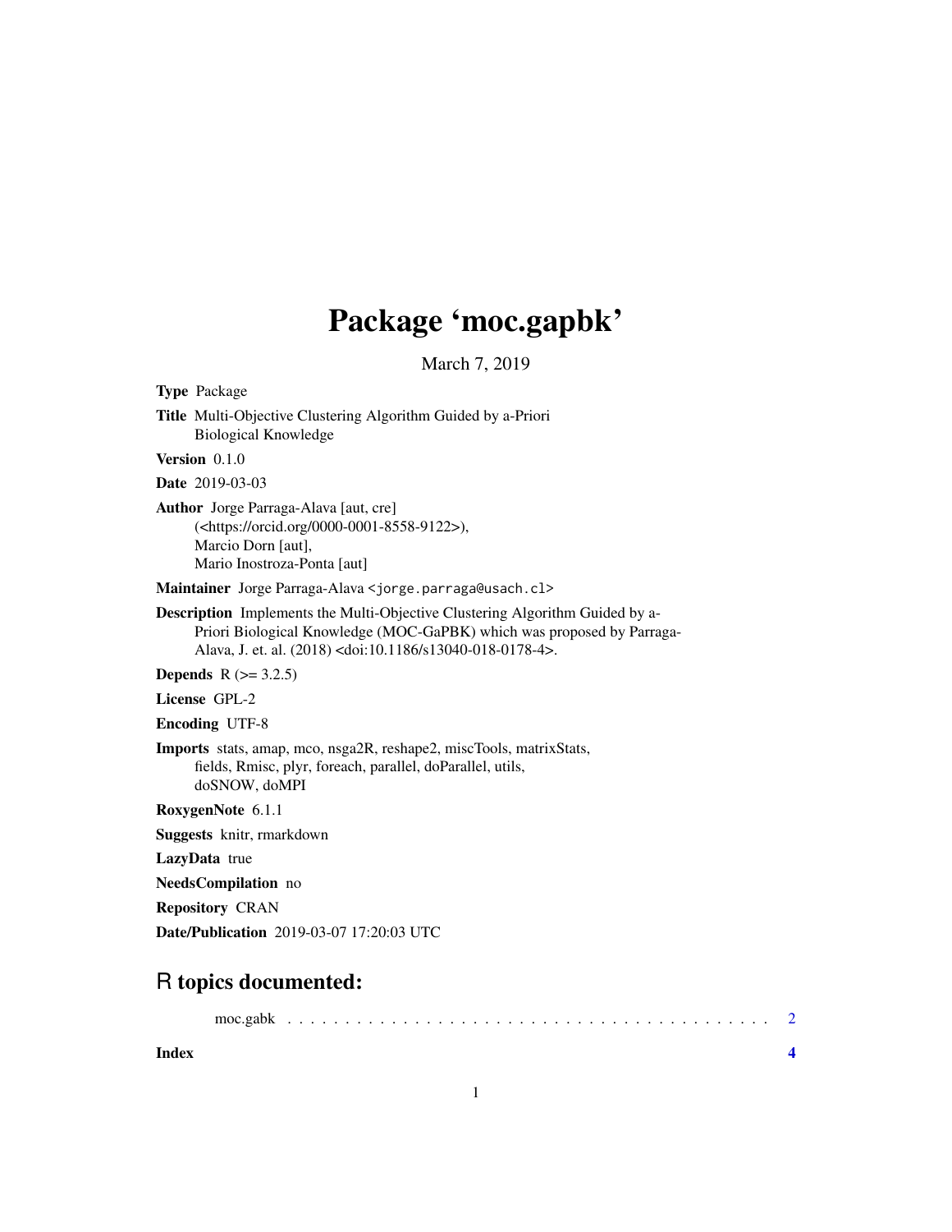# Package 'moc.gapbk'

March 7, 2019

**Type** Package

**Title** Multi-Objective Clustering Algorithm Guided by a-Priori Biological Knowledge

**Version** 0.1.0

**Date** 2019-03-03

**Author** Jorge Parraga-Alava [aut, cre] (<https://orcid.org/0000-0001-8558-9122>), Marcio Dorn [aut], Mario Inostroza-Ponta [aut]

**Maintainer** Jorge Parraga-Alava <jorge.parraga@usach.cl>

**Description** Implements the Multi-Objective Clustering Algorithm Guided by a-Priori Biological Knowledge (MOC-GaPBK) which was proposed by Parraga-Alava, J. et. al. (2018) <doi:10.1186/s13040-018-0178-4>.

**Depends** R (>= 3.2.5)

**License** GPL-2

**Encoding** UTF-8

**Imports** stats, amap, mco, nsga2R, reshape2, miscTools, matrixStats, fields, Rmisc, plyr, foreach, parallel, doParallel, utils, doSNOW, doMPI

**RoxygenNote** 6.1.1

**Suggests** knitr, rmarkdown

**LazyData** true

**NeedsCompilation** no

**Repository** CRAN

**Date/Publication** 2019-03-07 17:20:03 UTC

## R topics documented:

moc.gabk . . . . . . . . . . . . . . . . . . . . . . . . . . . . . . . . . . . . . . . . . 2

**Index** 4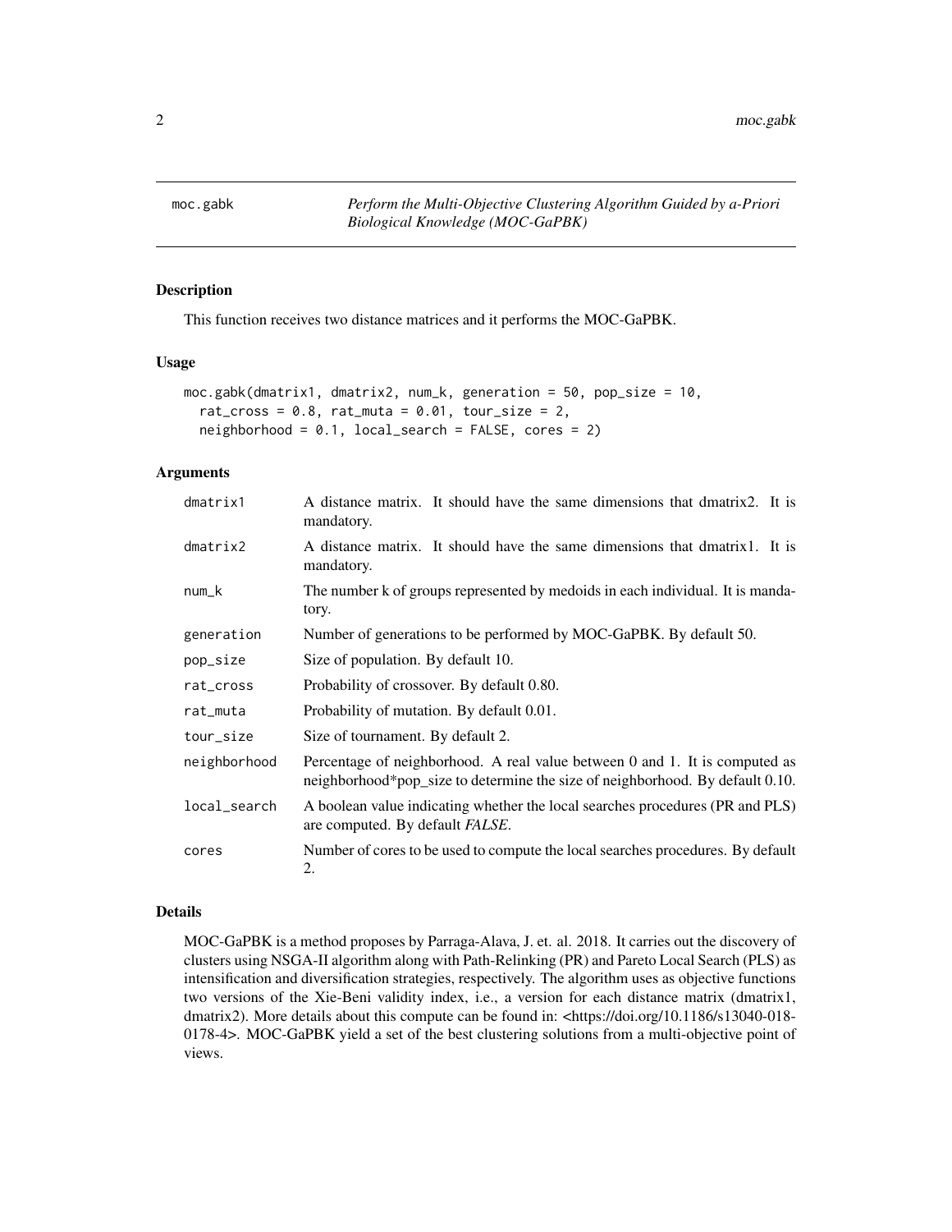moc.gabk *Perform the Multi-Objective Clustering Algorithm Guided by a-Priori Biological Knowledge (MOC-GaPBK)*

## Description

This function receives two distance matrices and it performs the MOC-GaPBK.

## Usage

```
moc.gabk(dmatrix1, dmatrix2, num_k, generation = 50, pop_size = 10,
  rat_cross = 0.8, rat_muta = 0.01, tour_size = 2,
  neighborhood = 0.1, local_search = FALSE, cores = 2)
```

## Arguments

| | |
|---|---|
| dmatrix1 | A distance matrix. It should have the same dimensions that dmatrix2. It is mandatory. |
| dmatrix2 | A distance matrix. It should have the same dimensions that dmatrix1. It is mandatory. |
| num_k | The number k of groups represented by medoids in each individual. It is mandatory. |
| generation | Number of generations to be performed by MOC-GaPBK. By default 50. |
| pop_size | Size of population. By default 10. |
| rat_cross | Probability of crossover. By default 0.80. |
| rat_muta | Probability of mutation. By default 0.01. |
| tour_size | Size of tournament. By default 2. |
| neighborhood | Percentage of neighborhood. A real value between 0 and 1. It is computed as neighborhood*pop_size to determine the size of neighborhood. By default 0.10. |
| local_search | A boolean value indicating whether the local searches procedures (PR and PLS) are computed. By default *FALSE*. |
| cores | Number of cores to be used to compute the local searches procedures. By default 2. |

## Details

MOC-GaPBK is a method proposes by Parraga-Alava, J. et. al. 2018. It carries out the discovery of clusters using NSGA-II algorithm along with Path-Relinking (PR) and Pareto Local Search (PLS) as intensification and diversification strategies, respectively. The algorithm uses as objective functions two versions of the Xie-Beni validity index, i.e., a version for each distance matrix (dmatrix1, dmatrix2). More details about this compute can be found in: <https://doi.org/10.1186/s13040-018-0178-4>. MOC-GaPBK yield a set of the best clustering solutions from a multi-objective point of views.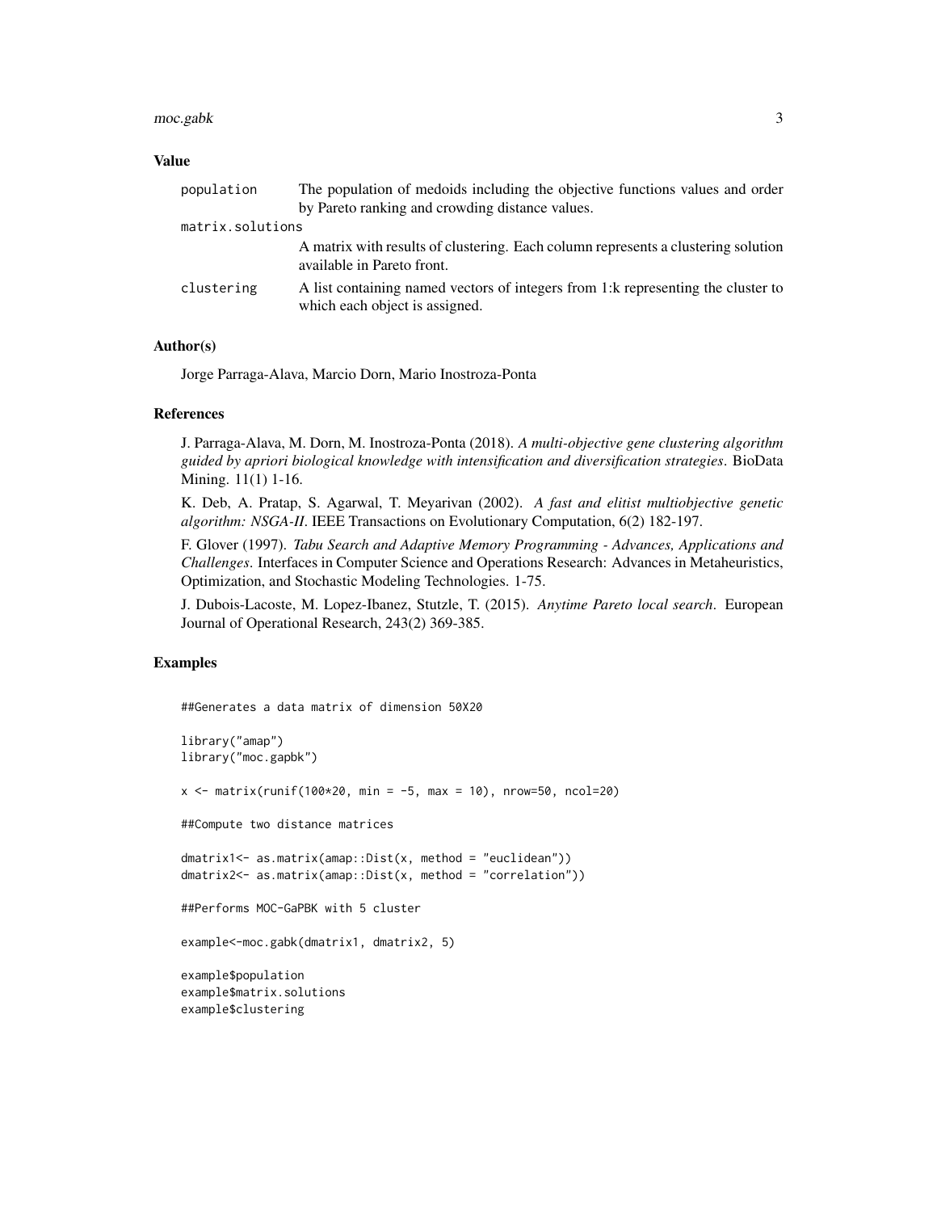### Value

| | |
|---|---|
| population | The population of medoids including the objective functions values and order by Pareto ranking and crowding distance values. |
| matrix.solutions | A matrix with results of clustering. Each column represents a clustering solution available in Pareto front. |
| clustering | A list containing named vectors of integers from 1:k representing the cluster to which each object is assigned. |

### Author(s)

Jorge Parraga-Alava, Marcio Dorn, Mario Inostroza-Ponta

### References

J. Parraga-Alava, M. Dorn, M. Inostroza-Ponta (2018). *A multi-objective gene clustering algorithm guided by apriori biological knowledge with intensification and diversification strategies*. BioData Mining. 11(1) 1-16.

K. Deb, A. Pratap, S. Agarwal, T. Meyarivan (2002). *A fast and elitist multiobjective genetic algorithm: NSGA-II*. IEEE Transactions on Evolutionary Computation, 6(2) 182-197.

F. Glover (1997). *Tabu Search and Adaptive Memory Programming - Advances, Applications and Challenges*. Interfaces in Computer Science and Operations Research: Advances in Metaheuristics, Optimization, and Stochastic Modeling Technologies. 1-75.

J. Dubois-Lacoste, M. Lopez-Ibanez, Stutzle, T. (2015). *Anytime Pareto local search*. European Journal of Operational Research, 243(2) 369-385.

### Examples

```
##Generates a data matrix of dimension 50X20

library("amap")
library("moc.gapbk")

x <- matrix(runif(100*20, min = -5, max = 10), nrow=50, ncol=20)

##Compute two distance matrices

dmatrix1<- as.matrix(amap::Dist(x, method = "euclidean"))
dmatrix2<- as.matrix(amap::Dist(x, method = "correlation"))

##Performs MOC-GaPBK with 5 cluster

example<-moc.gabk(dmatrix1, dmatrix2, 5)

example$population
example$matrix.solutions
example$clustering
```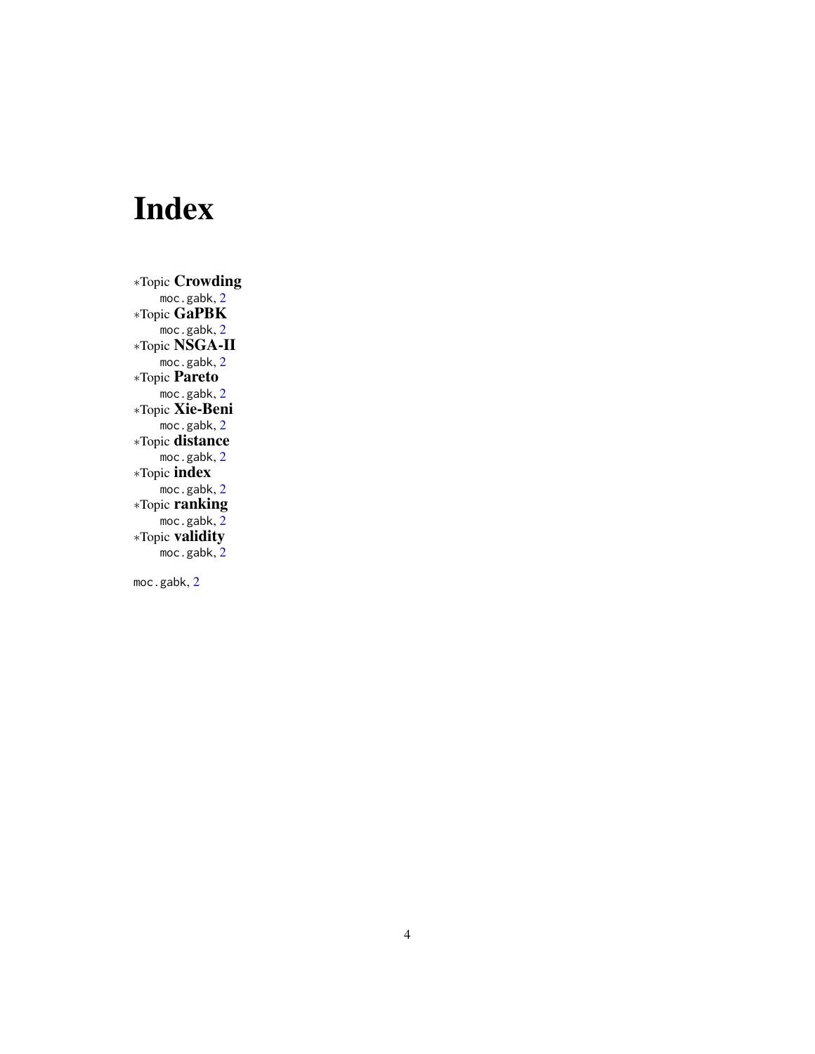# Index

∗Topic **Crowding**
  moc.gabk, 2
∗Topic **GaPBK**
  moc.gabk, 2
∗Topic **NSGA-II**
  moc.gabk, 2
∗Topic **Pareto**
  moc.gabk, 2
∗Topic **Xie-Beni**
  moc.gabk, 2
∗Topic **distance**
  moc.gabk, 2
∗Topic **index**
  moc.gabk, 2
∗Topic **ranking**
  moc.gabk, 2
∗Topic **validity**
  moc.gabk, 2

moc.gabk, 2